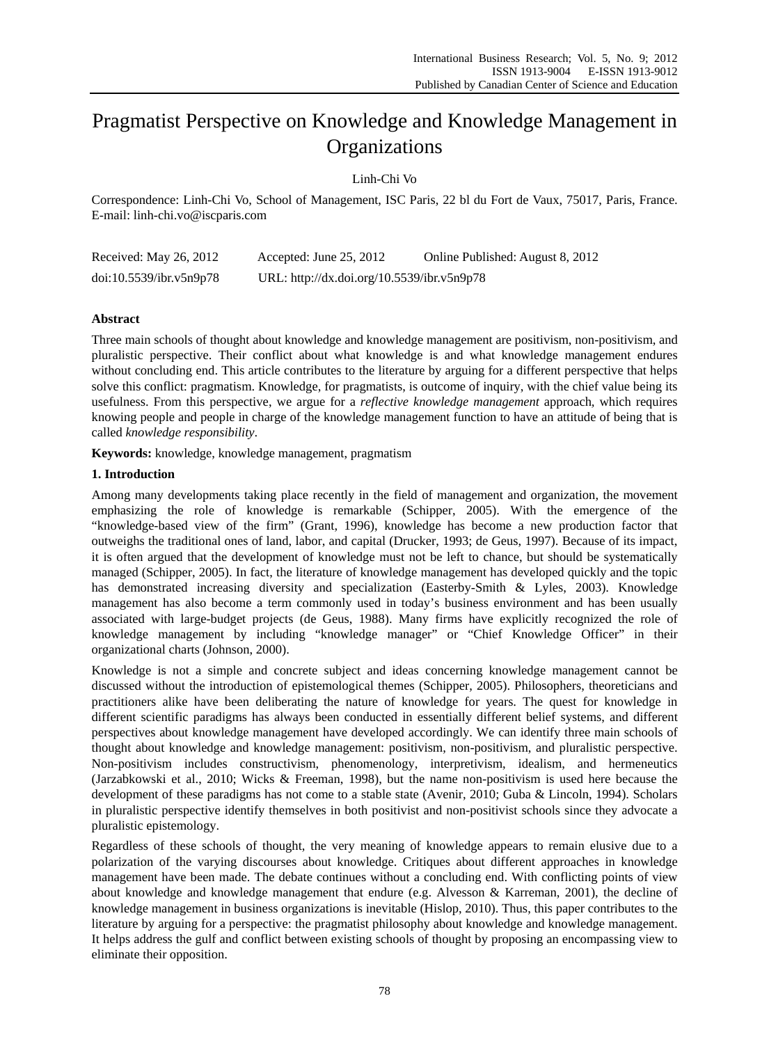# Pragmatist Perspective on Knowledge and Knowledge Management in Organizations

Linh-Chi Vo

Correspondence: Linh-Chi Vo, School of Management, ISC Paris, 22 bl du Fort de Vaux, 75017, Paris, France. E-mail: linh-chi.vo@iscparis.com

Received: May 26, 2012 Accepted: June 25, 2012 Online Published: August 8, 2012

doi:10.5539/ibr.v5n9p78 URL: http://dx.doi.org/10.5539/ibr.v5n9p78

## Abstract

Three main schools of thought about knowledge and knowledge management are positivism, non-positivism, and pluralistic perspective. Their conflict about what knowledge is and what knowledge management endures without concluding end. This article contributes to the literature by arguing for a different perspective that helps solve this conflict: pragmatism. Knowledge, for pragmatists, is outcome of inquiry, with the chief value being its usefulness. From this perspective, we argue for a *reflective knowledge management* approach, which requires knowing people and people in charge of the knowledge management function to have an attitude of being that is called *knowledge responsibility*.

**Keywords:** knowledge, knowledge management, pragmatism

## 1. Introduction

Among many developments taking place recently in the field of management and organization, the movement emphasizing the role of knowledge is remarkable (Schipper, 2005). With the emergence of the "knowledge-based view of the firm" (Grant, 1996), knowledge has become a new production factor that outweighs the traditional ones of land, labor, and capital (Drucker, 1993; de Geus, 1997). Because of its impact, it is often argued that the development of knowledge must not be left to chance, but should be systematically managed (Schipper, 2005). In fact, the literature of knowledge management has developed quickly and the topic has demonstrated increasing diversity and specialization (Easterby-Smith & Lyles, 2003). Knowledge management has also become a term commonly used in today's business environment and has been usually associated with large-budget projects (de Geus, 1988). Many firms have explicitly recognized the role of knowledge management by including "knowledge manager" or "Chief Knowledge Officer" in their organizational charts (Johnson, 2000).

Knowledge is not a simple and concrete subject and ideas concerning knowledge management cannot be discussed without the introduction of epistemological themes (Schipper, 2005). Philosophers, theoreticians and practitioners alike have been deliberating the nature of knowledge for years. The quest for knowledge in different scientific paradigms has always been conducted in essentially different belief systems, and different perspectives about knowledge management have developed accordingly. We can identify three main schools of thought about knowledge and knowledge management: positivism, non-positivism, and pluralistic perspective. Non-positivism includes constructivism, phenomenology, interpretivism, idealism, and hermeneutics (Jarzabkowski et al., 2010; Wicks & Freeman, 1998), but the name non-positivism is used here because the development of these paradigms has not come to a stable state (Avenir, 2010; Guba & Lincoln, 1994). Scholars in pluralistic perspective identify themselves in both positivist and non-positivist schools since they advocate a pluralistic epistemology.

Regardless of these schools of thought, the very meaning of knowledge appears to remain elusive due to a polarization of the varying discourses about knowledge. Critiques about different approaches in knowledge management have been made. The debate continues without a concluding end. With conflicting points of view about knowledge and knowledge management that endure (e.g. Alvesson & Karreman, 2001), the decline of knowledge management in business organizations is inevitable (Hislop, 2010). Thus, this paper contributes to the literature by arguing for a perspective: the pragmatist philosophy about knowledge and knowledge management. It helps address the gulf and conflict between existing schools of thought by proposing an encompassing view to eliminate their opposition.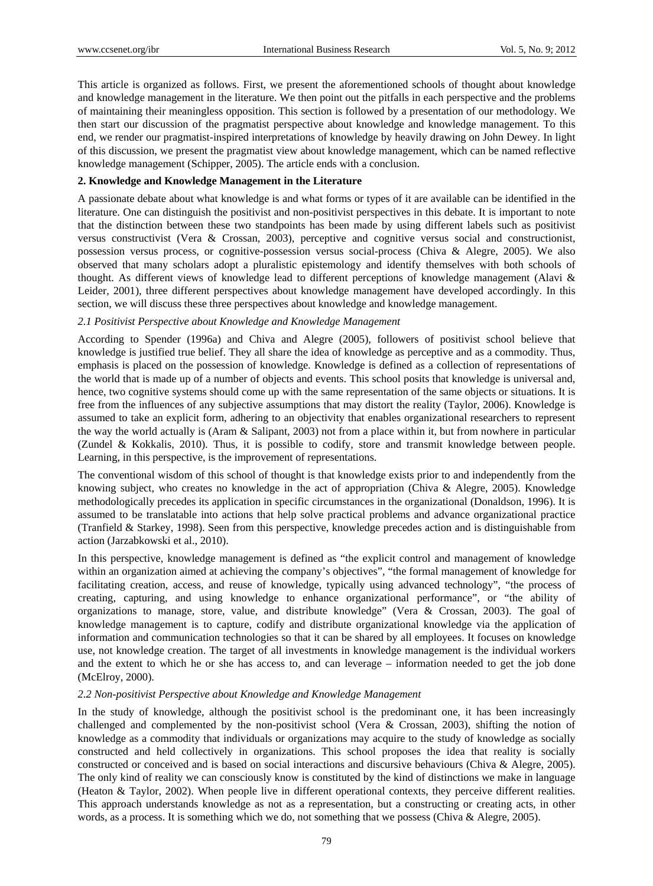This article is organized as follows. First, we present the aforementioned schools of thought about knowledge and knowledge management in the literature. We then point out the pitfalls in each perspective and the problems of maintaining their meaningless opposition. This section is followed by a presentation of our methodology. We then start our discussion of the pragmatist perspective about knowledge and knowledge management. To this end, we render our pragmatist-inspired interpretations of knowledge by heavily drawing on John Dewey. In light of this discussion, we present the pragmatist view about knowledge management, which can be named reflective knowledge management (Schipper, 2005). The article ends with a conclusion.

## 2. Knowledge and Knowledge Management in the Literature

A passionate debate about what knowledge is and what forms or types of it are available can be identified in the literature. One can distinguish the positivist and non-positivist perspectives in this debate. It is important to note that the distinction between these two standpoints has been made by using different labels such as positivist versus constructivist (Vera & Crossan, 2003), perceptive and cognitive versus social and constructionist, possession versus process, or cognitive-possession versus social-process (Chiva & Alegre, 2005). We also observed that many scholars adopt a pluralistic epistemology and identify themselves with both schools of thought. As different views of knowledge lead to different perceptions of knowledge management (Alavi & Leider, 2001), three different perspectives about knowledge management have developed accordingly. In this section, we will discuss these three perspectives about knowledge and knowledge management.

### *2.1 Positivist Perspective about Knowledge and Knowledge Management*

According to Spender (1996a) and Chiva and Alegre (2005), followers of positivist school believe that knowledge is justified true belief. They all share the idea of knowledge as perceptive and as a commodity. Thus, emphasis is placed on the possession of knowledge. Knowledge is defined as a collection of representations of the world that is made up of a number of objects and events. This school posits that knowledge is universal and, hence, two cognitive systems should come up with the same representation of the same objects or situations. It is free from the influences of any subjective assumptions that may distort the reality (Taylor, 2006). Knowledge is assumed to take an explicit form, adhering to an objectivity that enables organizational researchers to represent the way the world actually is (Aram & Salipant, 2003) not from a place within it, but from nowhere in particular (Zundel & Kokkalis, 2010). Thus, it is possible to codify, store and transmit knowledge between people. Learning, in this perspective, is the improvement of representations.

The conventional wisdom of this school of thought is that knowledge exists prior to and independently from the knowing subject, who creates no knowledge in the act of appropriation (Chiva & Alegre, 2005). Knowledge methodologically precedes its application in specific circumstances in the organizational (Donaldson, 1996). It is assumed to be translatable into actions that help solve practical problems and advance organizational practice (Tranfield & Starkey, 1998). Seen from this perspective, knowledge precedes action and is distinguishable from action (Jarzabkowski et al., 2010).

In this perspective, knowledge management is defined as "the explicit control and management of knowledge within an organization aimed at achieving the company's objectives", "the formal management of knowledge for facilitating creation, access, and reuse of knowledge, typically using advanced technology", "the process of creating, capturing, and using knowledge to enhance organizational performance", or "the ability of organizations to manage, store, value, and distribute knowledge" (Vera & Crossan, 2003). The goal of knowledge management is to capture, codify and distribute organizational knowledge via the application of information and communication technologies so that it can be shared by all employees. It focuses on knowledge use, not knowledge creation. The target of all investments in knowledge management is the individual workers and the extent to which he or she has access to, and can leverage – information needed to get the job done (McElroy, 2000).

### *2.2 Non-positivist Perspective about Knowledge and Knowledge Management*

In the study of knowledge, although the positivist school is the predominant one, it has been increasingly challenged and complemented by the non-positivist school (Vera & Crossan, 2003), shifting the notion of knowledge as a commodity that individuals or organizations may acquire to the study of knowledge as socially constructed and held collectively in organizations. This school proposes the idea that reality is socially constructed or conceived and is based on social interactions and discursive behaviours (Chiva & Alegre, 2005). The only kind of reality we can consciously know is constituted by the kind of distinctions we make in language (Heaton & Taylor, 2002). When people live in different operational contexts, they perceive different realities. This approach understands knowledge as not as a representation, but a constructing or creating acts, in other words, as a process. It is something which we do, not something that we possess (Chiva & Alegre, 2005).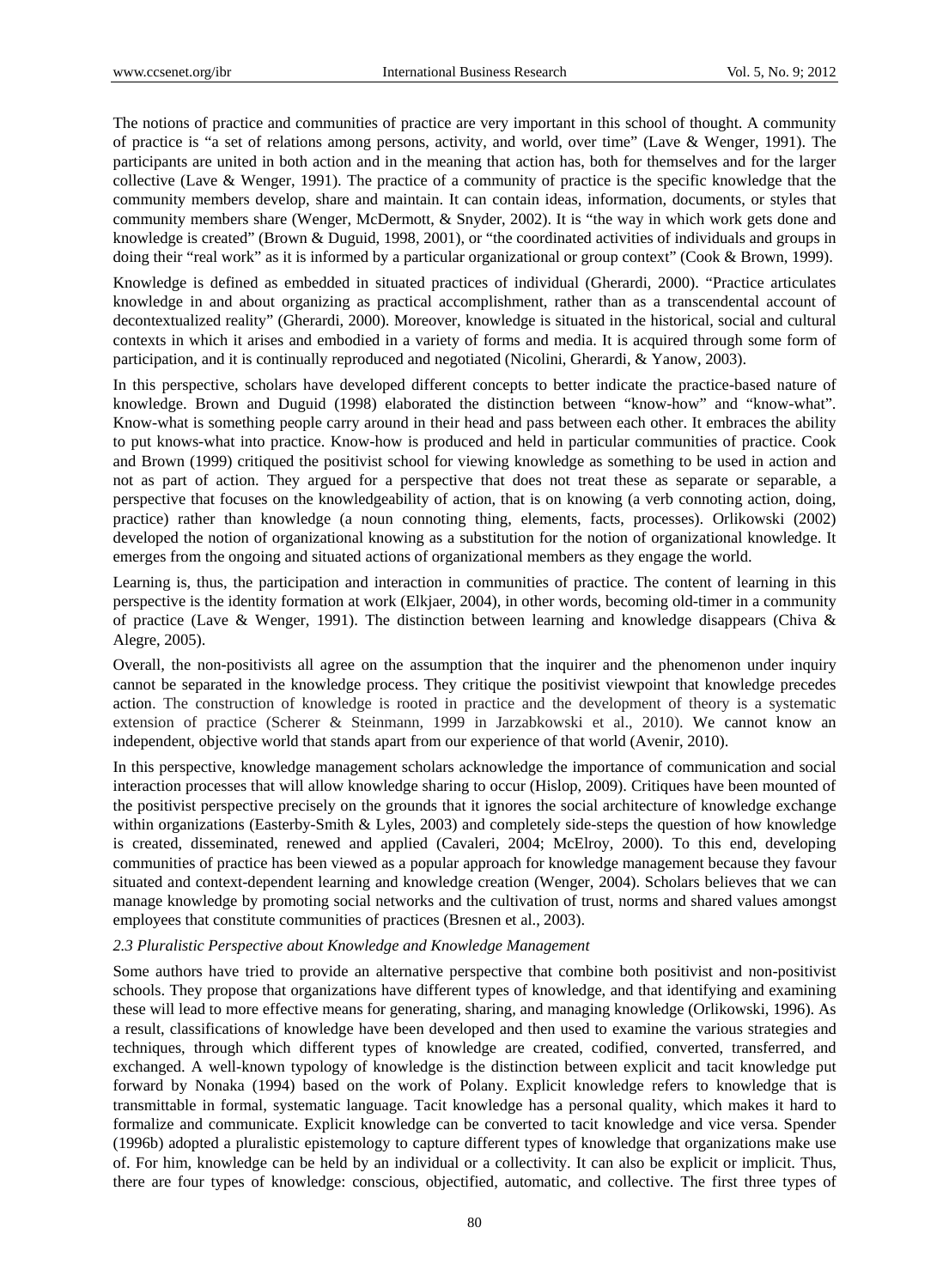The notions of practice and communities of practice are very important in this school of thought. A community of practice is "a set of relations among persons, activity, and world, over time" (Lave & Wenger, 1991). The participants are united in both action and in the meaning that action has, both for themselves and for the larger collective (Lave & Wenger, 1991). The practice of a community of practice is the specific knowledge that the community members develop, share and maintain. It can contain ideas, information, documents, or styles that community members share (Wenger, McDermott, & Snyder, 2002). It is "the way in which work gets done and knowledge is created" (Brown & Duguid, 1998, 2001), or "the coordinated activities of individuals and groups in doing their "real work" as it is informed by a particular organizational or group context" (Cook & Brown, 1999).

Knowledge is defined as embedded in situated practices of individual (Gherardi, 2000). "Practice articulates knowledge in and about organizing as practical accomplishment, rather than as a transcendental account of decontextualized reality" (Gherardi, 2000). Moreover, knowledge is situated in the historical, social and cultural contexts in which it arises and embodied in a variety of forms and media. It is acquired through some form of participation, and it is continually reproduced and negotiated (Nicolini, Gherardi, & Yanow, 2003).

In this perspective, scholars have developed different concepts to better indicate the practice-based nature of knowledge. Brown and Duguid (1998) elaborated the distinction between "know-how" and "know-what". Know-what is something people carry around in their head and pass between each other. It embraces the ability to put knows-what into practice. Know-how is produced and held in particular communities of practice. Cook and Brown (1999) critiqued the positivist school for viewing knowledge as something to be used in action and not as part of action. They argued for a perspective that does not treat these as separate or separable, a perspective that focuses on the knowledgeability of action, that is on knowing (a verb connoting action, doing, practice) rather than knowledge (a noun connoting thing, elements, facts, processes). Orlikowski (2002) developed the notion of organizational knowing as a substitution for the notion of organizational knowledge. It emerges from the ongoing and situated actions of organizational members as they engage the world.

Learning is, thus, the participation and interaction in communities of practice. The content of learning in this perspective is the identity formation at work (Elkjaer, 2004), in other words, becoming old-timer in a community of practice (Lave & Wenger, 1991). The distinction between learning and knowledge disappears (Chiva & Alegre, 2005).

Overall, the non-positivists all agree on the assumption that the inquirer and the phenomenon under inquiry cannot be separated in the knowledge process. They critique the positivist viewpoint that knowledge precedes action. The construction of knowledge is rooted in practice and the development of theory is a systematic extension of practice (Scherer & Steinmann, 1999 in Jarzabkowski et al., 2010). We cannot know an independent, objective world that stands apart from our experience of that world (Avenir, 2010).

In this perspective, knowledge management scholars acknowledge the importance of communication and social interaction processes that will allow knowledge sharing to occur (Hislop, 2009). Critiques have been mounted of the positivist perspective precisely on the grounds that it ignores the social architecture of knowledge exchange within organizations (Easterby-Smith & Lyles, 2003) and completely side-steps the question of how knowledge is created, disseminated, renewed and applied (Cavaleri, 2004; McElroy, 2000). To this end, developing communities of practice has been viewed as a popular approach for knowledge management because they favour situated and context-dependent learning and knowledge creation (Wenger, 2004). Scholars believes that we can manage knowledge by promoting social networks and the cultivation of trust, norms and shared values amongst employees that constitute communities of practices (Bresnen et al., 2003).

### *2.3 Pluralistic Perspective about Knowledge and Knowledge Management*

Some authors have tried to provide an alternative perspective that combine both positivist and non-positivist schools. They propose that organizations have different types of knowledge, and that identifying and examining these will lead to more effective means for generating, sharing, and managing knowledge (Orlikowski, 1996). As a result, classifications of knowledge have been developed and then used to examine the various strategies and techniques, through which different types of knowledge are created, codified, converted, transferred, and exchanged. A well-known typology of knowledge is the distinction between explicit and tacit knowledge put forward by Nonaka (1994) based on the work of Polany. Explicit knowledge refers to knowledge that is transmittable in formal, systematic language. Tacit knowledge has a personal quality, which makes it hard to formalize and communicate. Explicit knowledge can be converted to tacit knowledge and vice versa. Spender (1996b) adopted a pluralistic epistemology to capture different types of knowledge that organizations make use of. For him, knowledge can be held by an individual or a collectivity. It can also be explicit or implicit. Thus, there are four types of knowledge: conscious, objectified, automatic, and collective. The first three types of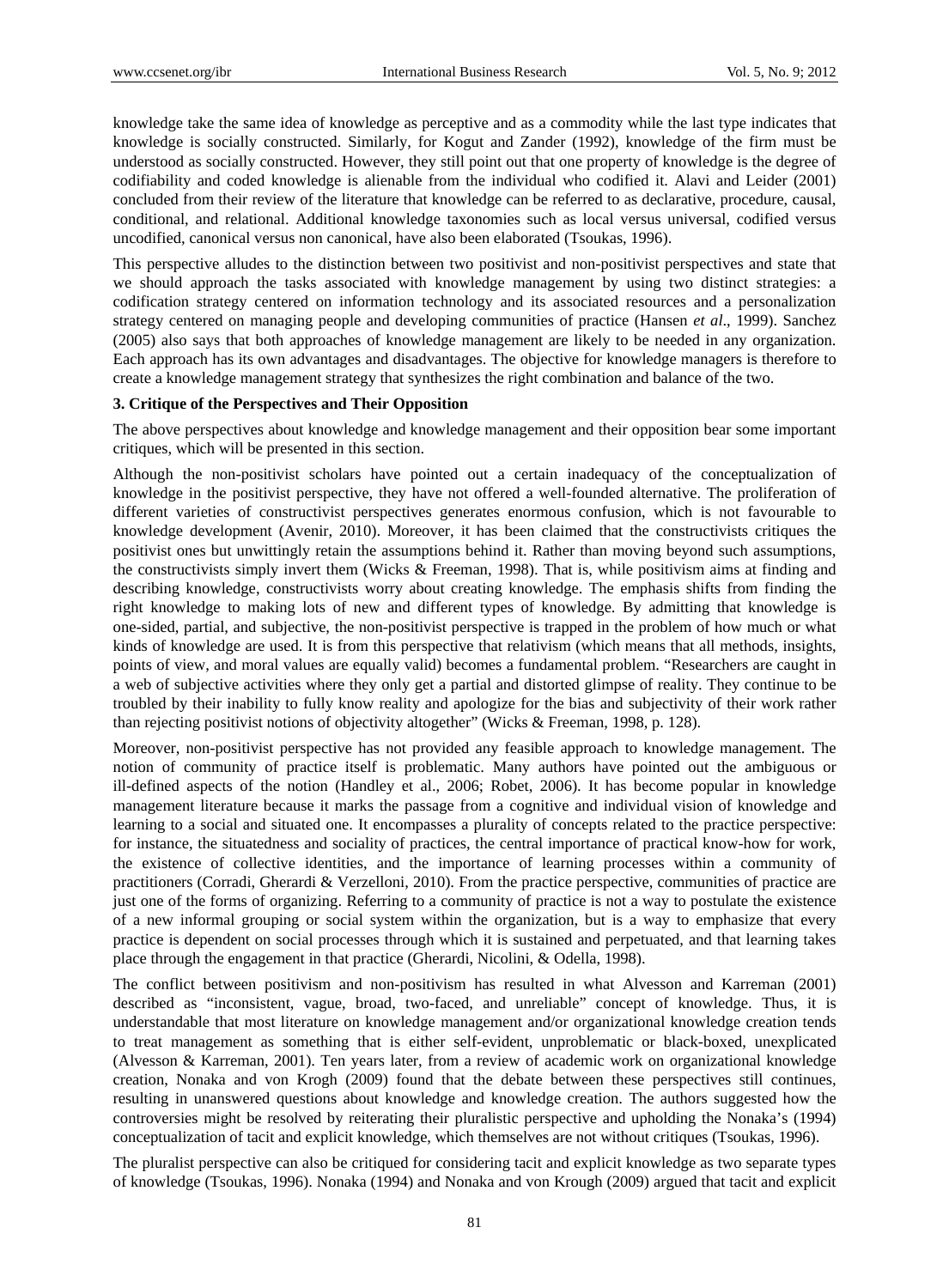knowledge take the same idea of knowledge as perceptive and as a commodity while the last type indicates that knowledge is socially constructed. Similarly, for Kogut and Zander (1992), knowledge of the firm must be understood as socially constructed. However, they still point out that one property of knowledge is the degree of codifiability and coded knowledge is alienable from the individual who codified it. Alavi and Leider (2001) concluded from their review of the literature that knowledge can be referred to as declarative, procedure, causal, conditional, and relational. Additional knowledge taxonomies such as local versus universal, codified versus uncodified, canonical versus non canonical, have also been elaborated (Tsoukas, 1996).

This perspective alludes to the distinction between two positivist and non-positivist perspectives and state that we should approach the tasks associated with knowledge management by using two distinct strategies: a codification strategy centered on information technology and its associated resources and a personalization strategy centered on managing people and developing communities of practice (Hansen *et al*., 1999). Sanchez (2005) also says that both approaches of knowledge management are likely to be needed in any organization. Each approach has its own advantages and disadvantages. The objective for knowledge managers is therefore to create a knowledge management strategy that synthesizes the right combination and balance of the two.

### 3. Critique of the Perspectives and Their Opposition

The above perspectives about knowledge and knowledge management and their opposition bear some important critiques, which will be presented in this section.

Although the non-positivist scholars have pointed out a certain inadequacy of the conceptualization of knowledge in the positivist perspective, they have not offered a well-founded alternative. The proliferation of different varieties of constructivist perspectives generates enormous confusion, which is not favourable to knowledge development (Avenir, 2010). Moreover, it has been claimed that the constructivists critiques the positivist ones but unwittingly retain the assumptions behind it. Rather than moving beyond such assumptions, the constructivists simply invert them (Wicks & Freeman, 1998). That is, while positivism aims at finding and describing knowledge, constructivists worry about creating knowledge. The emphasis shifts from finding the right knowledge to making lots of new and different types of knowledge. By admitting that knowledge is one-sided, partial, and subjective, the non-positivist perspective is trapped in the problem of how much or what kinds of knowledge are used. It is from this perspective that relativism (which means that all methods, insights, points of view, and moral values are equally valid) becomes a fundamental problem. "Researchers are caught in a web of subjective activities where they only get a partial and distorted glimpse of reality. They continue to be troubled by their inability to fully know reality and apologize for the bias and subjectivity of their work rather than rejecting positivist notions of objectivity altogether" (Wicks & Freeman, 1998, p. 128).

Moreover, non-positivist perspective has not provided any feasible approach to knowledge management. The notion of community of practice itself is problematic. Many authors have pointed out the ambiguous or ill-defined aspects of the notion (Handley et al., 2006; Robet, 2006). It has become popular in knowledge management literature because it marks the passage from a cognitive and individual vision of knowledge and learning to a social and situated one. It encompasses a plurality of concepts related to the practice perspective: for instance, the situatedness and sociality of practices, the central importance of practical know-how for work, the existence of collective identities, and the importance of learning processes within a community of practitioners (Corradi, Gherardi & Verzelloni, 2010). From the practice perspective, communities of practice are just one of the forms of organizing. Referring to a community of practice is not a way to postulate the existence of a new informal grouping or social system within the organization, but is a way to emphasize that every practice is dependent on social processes through which it is sustained and perpetuated, and that learning takes place through the engagement in that practice (Gherardi, Nicolini, & Odella, 1998).

The conflict between positivism and non-positivism has resulted in what Alvesson and Karreman (2001) described as "inconsistent, vague, broad, two-faced, and unreliable" concept of knowledge. Thus, it is understandable that most literature on knowledge management and/or organizational knowledge creation tends to treat management as something that is either self-evident, unproblematic or black-boxed, unexplicated (Alvesson & Karreman, 2001). Ten years later, from a review of academic work on organizational knowledge creation, Nonaka and von Krogh (2009) found that the debate between these perspectives still continues, resulting in unanswered questions about knowledge and knowledge creation. The authors suggested how the controversies might be resolved by reiterating their pluralistic perspective and upholding the Nonaka's (1994) conceptualization of tacit and explicit knowledge, which themselves are not without critiques (Tsoukas, 1996).

The pluralist perspective can also be critiqued for considering tacit and explicit knowledge as two separate types of knowledge (Tsoukas, 1996). Nonaka (1994) and Nonaka and von Krough (2009) argued that tacit and explicit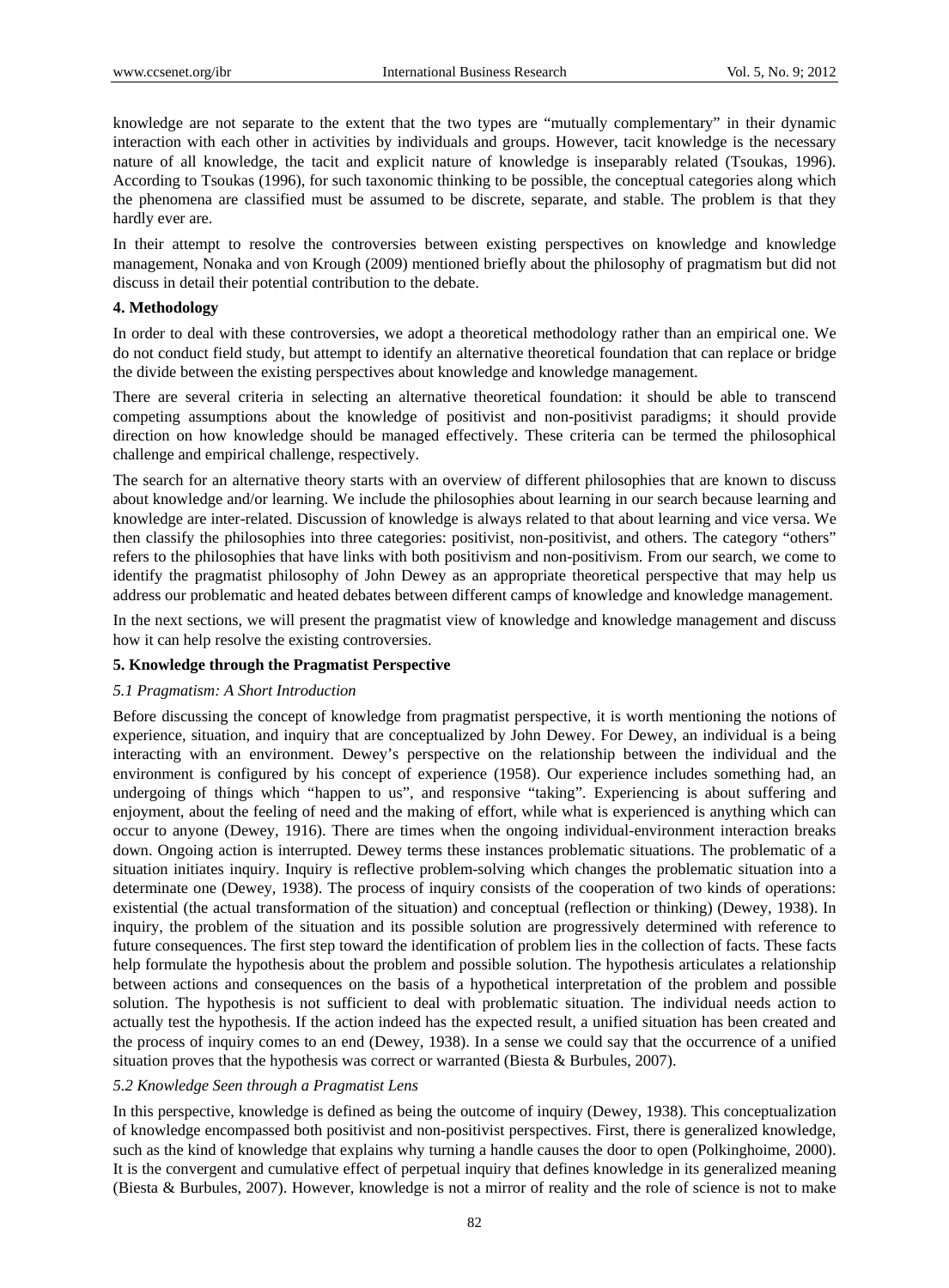knowledge are not separate to the extent that the two types are "mutually complementary" in their dynamic interaction with each other in activities by individuals and groups. However, tacit knowledge is the necessary nature of all knowledge, the tacit and explicit nature of knowledge is inseparably related (Tsoukas, 1996). According to Tsoukas (1996), for such taxonomic thinking to be possible, the conceptual categories along which the phenomena are classified must be assumed to be discrete, separate, and stable. The problem is that they hardly ever are.

In their attempt to resolve the controversies between existing perspectives on knowledge and knowledge management, Nonaka and von Krough (2009) mentioned briefly about the philosophy of pragmatism but did not discuss in detail their potential contribution to the debate.

## 4. Methodology

In order to deal with these controversies, we adopt a theoretical methodology rather than an empirical one. We do not conduct field study, but attempt to identify an alternative theoretical foundation that can replace or bridge the divide between the existing perspectives about knowledge and knowledge management.

There are several criteria in selecting an alternative theoretical foundation: it should be able to transcend competing assumptions about the knowledge of positivist and non-positivist paradigms; it should provide direction on how knowledge should be managed effectively. These criteria can be termed the philosophical challenge and empirical challenge, respectively.

The search for an alternative theory starts with an overview of different philosophies that are known to discuss about knowledge and/or learning. We include the philosophies about learning in our search because learning and knowledge are inter-related. Discussion of knowledge is always related to that about learning and vice versa. We then classify the philosophies into three categories: positivist, non-positivist, and others. The category "others" refers to the philosophies that have links with both positivism and non-positivism. From our search, we come to identify the pragmatist philosophy of John Dewey as an appropriate theoretical perspective that may help us address our problematic and heated debates between different camps of knowledge and knowledge management.

In the next sections, we will present the pragmatist view of knowledge and knowledge management and discuss how it can help resolve the existing controversies.

## 5. Knowledge through the Pragmatist Perspective

### *5.1 Pragmatism: A Short Introduction*

Before discussing the concept of knowledge from pragmatist perspective, it is worth mentioning the notions of experience, situation, and inquiry that are conceptualized by John Dewey. For Dewey, an individual is a being interacting with an environment. Dewey's perspective on the relationship between the individual and the environment is configured by his concept of experience (1958). Our experience includes something had, an undergoing of things which "happen to us", and responsive "taking". Experiencing is about suffering and enjoyment, about the feeling of need and the making of effort, while what is experienced is anything which can occur to anyone (Dewey, 1916). There are times when the ongoing individual-environment interaction breaks down. Ongoing action is interrupted. Dewey terms these instances problematic situations. The problematic of a situation initiates inquiry. Inquiry is reflective problem-solving which changes the problematic situation into a determinate one (Dewey, 1938). The process of inquiry consists of the cooperation of two kinds of operations: existential (the actual transformation of the situation) and conceptual (reflection or thinking) (Dewey, 1938). In inquiry, the problem of the situation and its possible solution are progressively determined with reference to future consequences. The first step toward the identification of problem lies in the collection of facts. These facts help formulate the hypothesis about the problem and possible solution. The hypothesis articulates a relationship between actions and consequences on the basis of a hypothetical interpretation of the problem and possible solution. The hypothesis is not sufficient to deal with problematic situation. The individual needs action to actually test the hypothesis. If the action indeed has the expected result, a unified situation has been created and the process of inquiry comes to an end (Dewey, 1938). In a sense we could say that the occurrence of a unified situation proves that the hypothesis was correct or warranted (Biesta & Burbules, 2007).

### *5.2 Knowledge Seen through a Pragmatist Lens*

In this perspective, knowledge is defined as being the outcome of inquiry (Dewey, 1938). This conceptualization of knowledge encompassed both positivist and non-positivist perspectives. First, there is generalized knowledge, such as the kind of knowledge that explains why turning a handle causes the door to open (Polkinghoime, 2000). It is the convergent and cumulative effect of perpetual inquiry that defines knowledge in its generalized meaning (Biesta & Burbules, 2007). However, knowledge is not a mirror of reality and the role of science is not to make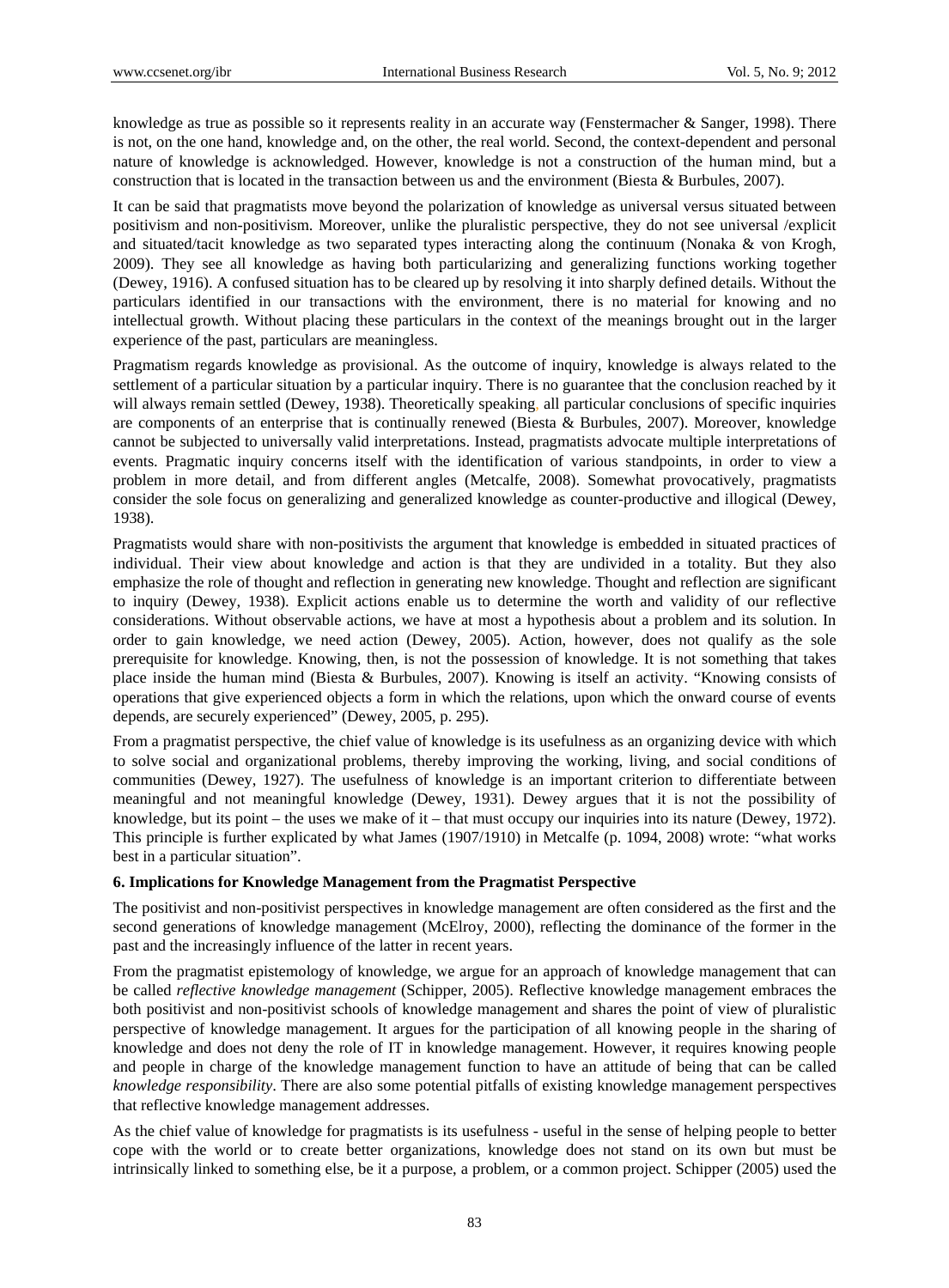knowledge as true as possible so it represents reality in an accurate way (Fenstermacher & Sanger, 1998). There is not, on the one hand, knowledge and, on the other, the real world. Second, the context-dependent and personal nature of knowledge is acknowledged. However, knowledge is not a construction of the human mind, but a construction that is located in the transaction between us and the environment (Biesta & Burbules, 2007).

It can be said that pragmatists move beyond the polarization of knowledge as universal versus situated between positivism and non-positivism. Moreover, unlike the pluralistic perspective, they do not see universal /explicit and situated/tacit knowledge as two separated types interacting along the continuum (Nonaka & von Krogh, 2009). They see all knowledge as having both particularizing and generalizing functions working together (Dewey, 1916). A confused situation has to be cleared up by resolving it into sharply defined details. Without the particulars identified in our transactions with the environment, there is no material for knowing and no intellectual growth. Without placing these particulars in the context of the meanings brought out in the larger experience of the past, particulars are meaningless.

Pragmatism regards knowledge as provisional. As the outcome of inquiry, knowledge is always related to the settlement of a particular situation by a particular inquiry. There is no guarantee that the conclusion reached by it will always remain settled (Dewey, 1938). Theoretically speaking, all particular conclusions of specific inquiries are components of an enterprise that is continually renewed (Biesta & Burbules, 2007). Moreover, knowledge cannot be subjected to universally valid interpretations. Instead, pragmatists advocate multiple interpretations of events. Pragmatic inquiry concerns itself with the identification of various standpoints, in order to view a problem in more detail, and from different angles (Metcalfe, 2008). Somewhat provocatively, pragmatists consider the sole focus on generalizing and generalized knowledge as counter-productive and illogical (Dewey, 1938).

Pragmatists would share with non-positivists the argument that knowledge is embedded in situated practices of individual. Their view about knowledge and action is that they are undivided in a totality. But they also emphasize the role of thought and reflection in generating new knowledge. Thought and reflection are significant to inquiry (Dewey, 1938). Explicit actions enable us to determine the worth and validity of our reflective considerations. Without observable actions, we have at most a hypothesis about a problem and its solution. In order to gain knowledge, we need action (Dewey, 2005). Action, however, does not qualify as the sole prerequisite for knowledge. Knowing, then, is not the possession of knowledge. It is not something that takes place inside the human mind (Biesta & Burbules, 2007). Knowing is itself an activity. "Knowing consists of operations that give experienced objects a form in which the relations, upon which the onward course of events depends, are securely experienced" (Dewey, 2005, p. 295).

From a pragmatist perspective, the chief value of knowledge is its usefulness as an organizing device with which to solve social and organizational problems, thereby improving the working, living, and social conditions of communities (Dewey, 1927). The usefulness of knowledge is an important criterion to differentiate between meaningful and not meaningful knowledge (Dewey, 1931). Dewey argues that it is not the possibility of knowledge, but its point – the uses we make of it – that must occupy our inquiries into its nature (Dewey, 1972). This principle is further explicated by what James (1907/1910) in Metcalfe (p. 1094, 2008) wrote: "what works best in a particular situation".

**6. Implications for Knowledge Management from the Pragmatist Perspective**

The positivist and non-positivist perspectives in knowledge management are often considered as the first and the second generations of knowledge management (McElroy, 2000), reflecting the dominance of the former in the past and the increasingly influence of the latter in recent years.

From the pragmatist epistemology of knowledge, we argue for an approach of knowledge management that can be called *reflective knowledge management* (Schipper, 2005). Reflective knowledge management embraces the both positivist and non-positivist schools of knowledge management and shares the point of view of pluralistic perspective of knowledge management. It argues for the participation of all knowing people in the sharing of knowledge and does not deny the role of IT in knowledge management. However, it requires knowing people and people in charge of the knowledge management function to have an attitude of being that can be called *knowledge responsibility*. There are also some potential pitfalls of existing knowledge management perspectives that reflective knowledge management addresses.

As the chief value of knowledge for pragmatists is its usefulness - useful in the sense of helping people to better cope with the world or to create better organizations, knowledge does not stand on its own but must be intrinsically linked to something else, be it a purpose, a problem, or a common project. Schipper (2005) used the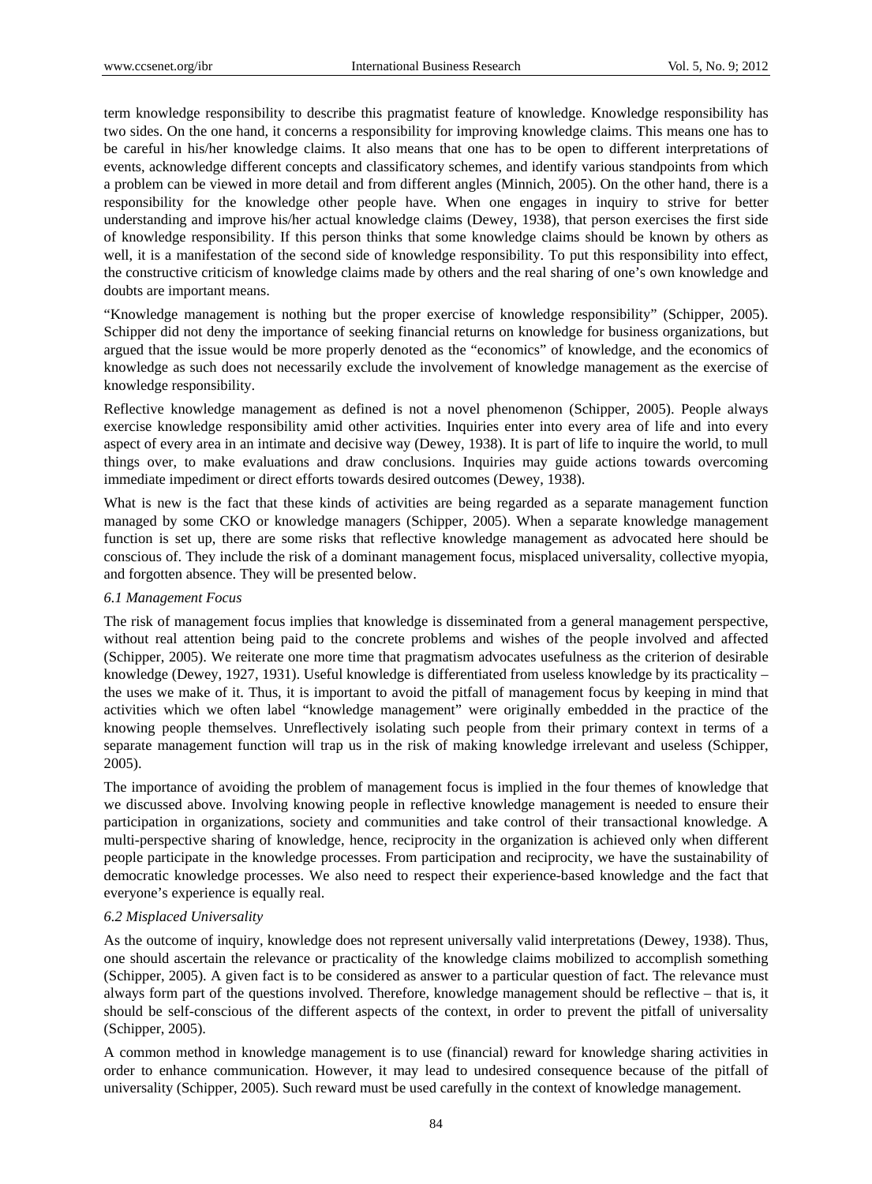term knowledge responsibility to describe this pragmatist feature of knowledge. Knowledge responsibility has two sides. On the one hand, it concerns a responsibility for improving knowledge claims. This means one has to be careful in his/her knowledge claims. It also means that one has to be open to different interpretations of events, acknowledge different concepts and classificatory schemes, and identify various standpoints from which a problem can be viewed in more detail and from different angles (Minnich, 2005). On the other hand, there is a responsibility for the knowledge other people have. When one engages in inquiry to strive for better understanding and improve his/her actual knowledge claims (Dewey, 1938), that person exercises the first side of knowledge responsibility. If this person thinks that some knowledge claims should be known by others as well, it is a manifestation of the second side of knowledge responsibility. To put this responsibility into effect, the constructive criticism of knowledge claims made by others and the real sharing of one's own knowledge and doubts are important means.

"Knowledge management is nothing but the proper exercise of knowledge responsibility" (Schipper, 2005). Schipper did not deny the importance of seeking financial returns on knowledge for business organizations, but argued that the issue would be more properly denoted as the "economics" of knowledge, and the economics of knowledge as such does not necessarily exclude the involvement of knowledge management as the exercise of knowledge responsibility.

Reflective knowledge management as defined is not a novel phenomenon (Schipper, 2005). People always exercise knowledge responsibility amid other activities. Inquiries enter into every area of life and into every aspect of every area in an intimate and decisive way (Dewey, 1938). It is part of life to inquire the world, to mull things over, to make evaluations and draw conclusions. Inquiries may guide actions towards overcoming immediate impediment or direct efforts towards desired outcomes (Dewey, 1938).

What is new is the fact that these kinds of activities are being regarded as a separate management function managed by some CKO or knowledge managers (Schipper, 2005). When a separate knowledge management function is set up, there are some risks that reflective knowledge management as advocated here should be conscious of. They include the risk of a dominant management focus, misplaced universality, collective myopia, and forgotten absence. They will be presented below.

### *6.1 Management Focus*

The risk of management focus implies that knowledge is disseminated from a general management perspective, without real attention being paid to the concrete problems and wishes of the people involved and affected (Schipper, 2005). We reiterate one more time that pragmatism advocates usefulness as the criterion of desirable knowledge (Dewey, 1927, 1931). Useful knowledge is differentiated from useless knowledge by its practicality – the uses we make of it. Thus, it is important to avoid the pitfall of management focus by keeping in mind that activities which we often label "knowledge management" were originally embedded in the practice of the knowing people themselves. Unreflectively isolating such people from their primary context in terms of a separate management function will trap us in the risk of making knowledge irrelevant and useless (Schipper, 2005).

The importance of avoiding the problem of management focus is implied in the four themes of knowledge that we discussed above. Involving knowing people in reflective knowledge management is needed to ensure their participation in organizations, society and communities and take control of their transactional knowledge. A multi-perspective sharing of knowledge, hence, reciprocity in the organization is achieved only when different people participate in the knowledge processes. From participation and reciprocity, we have the sustainability of democratic knowledge processes. We also need to respect their experience-based knowledge and the fact that everyone's experience is equally real.

### *6.2 Misplaced Universality*

As the outcome of inquiry, knowledge does not represent universally valid interpretations (Dewey, 1938). Thus, one should ascertain the relevance or practicality of the knowledge claims mobilized to accomplish something (Schipper, 2005). A given fact is to be considered as answer to a particular question of fact. The relevance must always form part of the questions involved. Therefore, knowledge management should be reflective – that is, it should be self-conscious of the different aspects of the context, in order to prevent the pitfall of universality (Schipper, 2005).

A common method in knowledge management is to use (financial) reward for knowledge sharing activities in order to enhance communication. However, it may lead to undesired consequence because of the pitfall of universality (Schipper, 2005). Such reward must be used carefully in the context of knowledge management.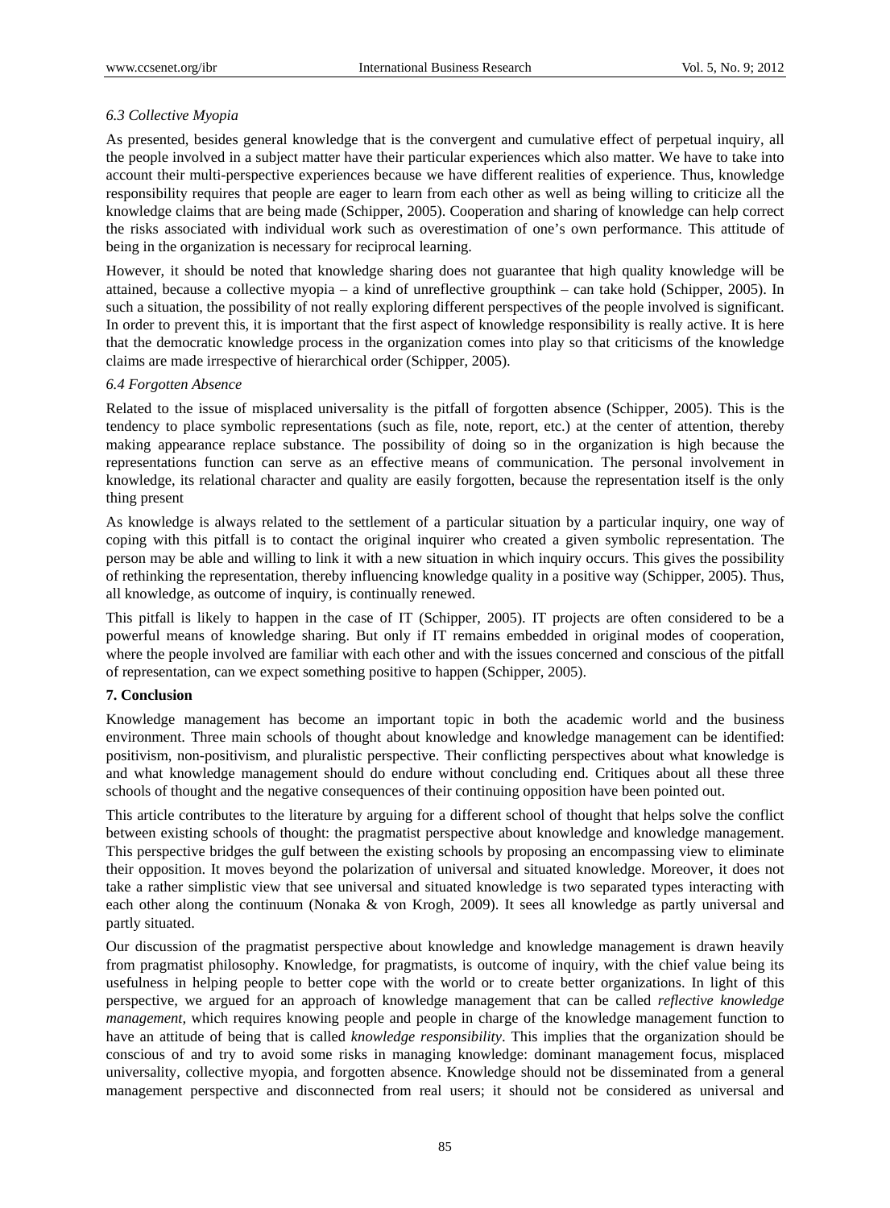### 6.3 Collective Myopia

As presented, besides general knowledge that is the convergent and cumulative effect of perpetual inquiry, all the people involved in a subject matter have their particular experiences which also matter. We have to take into account their multi-perspective experiences because we have different realities of experience. Thus, knowledge responsibility requires that people are eager to learn from each other as well as being willing to criticize all the knowledge claims that are being made (Schipper, 2005). Cooperation and sharing of knowledge can help correct the risks associated with individual work such as overestimation of one's own performance. This attitude of being in the organization is necessary for reciprocal learning.

However, it should be noted that knowledge sharing does not guarantee that high quality knowledge will be attained, because a collective myopia – a kind of unreflective groupthink – can take hold (Schipper, 2005). In such a situation, the possibility of not really exploring different perspectives of the people involved is significant. In order to prevent this, it is important that the first aspect of knowledge responsibility is really active. It is here that the democratic knowledge process in the organization comes into play so that criticisms of the knowledge claims are made irrespective of hierarchical order (Schipper, 2005).

### 6.4 Forgotten Absence

Related to the issue of misplaced universality is the pitfall of forgotten absence (Schipper, 2005). This is the tendency to place symbolic representations (such as file, note, report, etc.) at the center of attention, thereby making appearance replace substance. The possibility of doing so in the organization is high because the representations function can serve as an effective means of communication. The personal involvement in knowledge, its relational character and quality are easily forgotten, because the representation itself is the only thing present

As knowledge is always related to the settlement of a particular situation by a particular inquiry, one way of coping with this pitfall is to contact the original inquirer who created a given symbolic representation. The person may be able and willing to link it with a new situation in which inquiry occurs. This gives the possibility of rethinking the representation, thereby influencing knowledge quality in a positive way (Schipper, 2005). Thus, all knowledge, as outcome of inquiry, is continually renewed.

This pitfall is likely to happen in the case of IT (Schipper, 2005). IT projects are often considered to be a powerful means of knowledge sharing. But only if IT remains embedded in original modes of cooperation, where the people involved are familiar with each other and with the issues concerned and conscious of the pitfall of representation, can we expect something positive to happen (Schipper, 2005).

## 7. Conclusion

Knowledge management has become an important topic in both the academic world and the business environment. Three main schools of thought about knowledge and knowledge management can be identified: positivism, non-positivism, and pluralistic perspective. Their conflicting perspectives about what knowledge is and what knowledge management should do endure without concluding end. Critiques about all these three schools of thought and the negative consequences of their continuing opposition have been pointed out.

This article contributes to the literature by arguing for a different school of thought that helps solve the conflict between existing schools of thought: the pragmatist perspective about knowledge and knowledge management. This perspective bridges the gulf between the existing schools by proposing an encompassing view to eliminate their opposition. It moves beyond the polarization of universal and situated knowledge. Moreover, it does not take a rather simplistic view that see universal and situated knowledge is two separated types interacting with each other along the continuum (Nonaka & von Krogh, 2009). It sees all knowledge as partly universal and partly situated.

Our discussion of the pragmatist perspective about knowledge and knowledge management is drawn heavily from pragmatist philosophy. Knowledge, for pragmatists, is outcome of inquiry, with the chief value being its usefulness in helping people to better cope with the world or to create better organizations. In light of this perspective, we argued for an approach of knowledge management that can be called *reflective knowledge management*, which requires knowing people and people in charge of the knowledge management function to have an attitude of being that is called *knowledge responsibility*. This implies that the organization should be conscious of and try to avoid some risks in managing knowledge: dominant management focus, misplaced universality, collective myopia, and forgotten absence. Knowledge should not be disseminated from a general management perspective and disconnected from real users; it should not be considered as universal and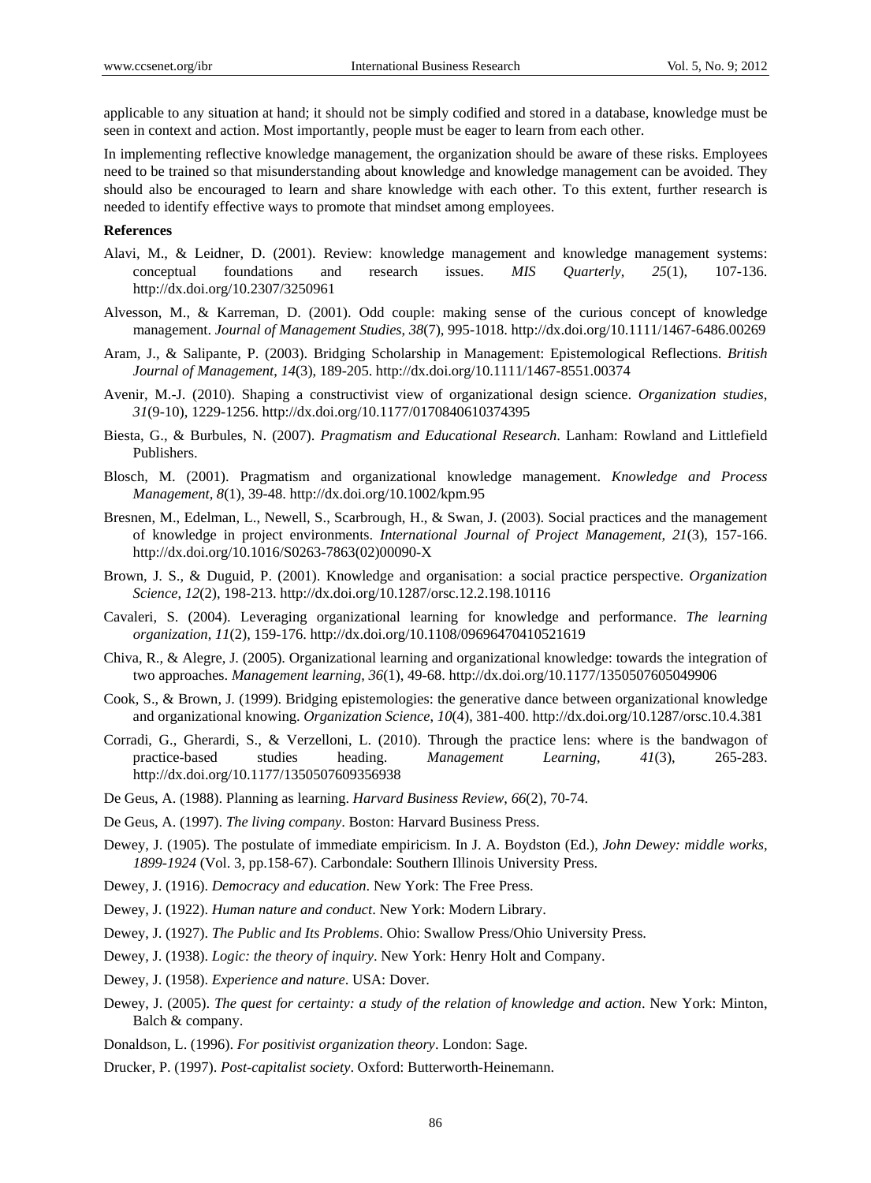applicable to any situation at hand; it should not be simply codified and stored in a database, knowledge must be seen in context and action. Most importantly, people must be eager to learn from each other.

In implementing reflective knowledge management, the organization should be aware of these risks. Employees need to be trained so that misunderstanding about knowledge and knowledge management can be avoided. They should also be encouraged to learn and share knowledge with each other. To this extent, further research is needed to identify effective ways to promote that mindset among employees.

**References**

Alavi, M., & Leidner, D. (2001). Review: knowledge management and knowledge management systems: conceptual foundations and research issues. *MIS Quarterly*, *25*(1), 107-136. http://dx.doi.org/10.2307/3250961

Alvesson, M., & Karreman, D. (2001). Odd couple: making sense of the curious concept of knowledge management. *Journal of Management Studies*, *38*(7), 995-1018. http://dx.doi.org/10.1111/1467-6486.00269

Aram, J., & Salipante, P. (2003). Bridging Scholarship in Management: Epistemological Reflections. *British Journal of Management*, *14*(3), 189-205. http://dx.doi.org/10.1111/1467-8551.00374

Avenir, M.-J. (2010). Shaping a constructivist view of organizational design science. *Organization studies*, *31*(9-10), 1229-1256. http://dx.doi.org/10.1177/0170840610374395

Biesta, G., & Burbules, N. (2007). *Pragmatism and Educational Research*. Lanham: Rowland and Littlefield Publishers.

Blosch, M. (2001). Pragmatism and organizational knowledge management. *Knowledge and Process Management*, *8*(1), 39-48. http://dx.doi.org/10.1002/kpm.95

Bresnen, M., Edelman, L., Newell, S., Scarbrough, H., & Swan, J. (2003). Social practices and the management of knowledge in project environments. *International Journal of Project Management*, *21*(3), 157-166. http://dx.doi.org/10.1016/S0263-7863(02)00090-X

Brown, J. S., & Duguid, P. (2001). Knowledge and organisation: a social practice perspective. *Organization Science*, *12*(2), 198-213. http://dx.doi.org/10.1287/orsc.12.2.198.10116

Cavaleri, S. (2004). Leveraging organizational learning for knowledge and performance. *The learning organization*, *11*(2), 159-176. http://dx.doi.org/10.1108/09696470410521619

Chiva, R., & Alegre, J. (2005). Organizational learning and organizational knowledge: towards the integration of two approaches. *Management learning*, *36*(1), 49-68. http://dx.doi.org/10.1177/1350507605049906

Cook, S., & Brown, J. (1999). Bridging epistemologies: the generative dance between organizational knowledge and organizational knowing. *Organization Science*, *10*(4), 381-400. http://dx.doi.org/10.1287/orsc.10.4.381

Corradi, G., Gherardi, S., & Verzelloni, L. (2010). Through the practice lens: where is the bandwagon of practice-based studies heading. *Management Learning*, *41*(3), 265-283. http://dx.doi.org/10.1177/1350507609356938

De Geus, A. (1988). Planning as learning. *Harvard Business Review*, *66*(2), 70-74.

De Geus, A. (1997). *The living company*. Boston: Harvard Business Press.

Dewey, J. (1905). The postulate of immediate empiricism. In J. A. Boydston (Ed.), *John Dewey: middle works, 1899-1924* (Vol. 3, pp.158-67). Carbondale: Southern Illinois University Press.

Dewey, J. (1916). *Democracy and education*. New York: The Free Press.

Dewey, J. (1922). *Human nature and conduct*. New York: Modern Library.

Dewey, J. (1927). *The Public and Its Problems*. Ohio: Swallow Press/Ohio University Press.

Dewey, J. (1938). *Logic: the theory of inquiry*. New York: Henry Holt and Company.

Dewey, J. (1958). *Experience and nature*. USA: Dover.

Dewey, J. (2005). *The quest for certainty: a study of the relation of knowledge and action*. New York: Minton, Balch & company.

Donaldson, L. (1996). *For positivist organization theory*. London: Sage.

Drucker, P. (1997). *Post-capitalist society*. Oxford: Butterworth-Heinemann.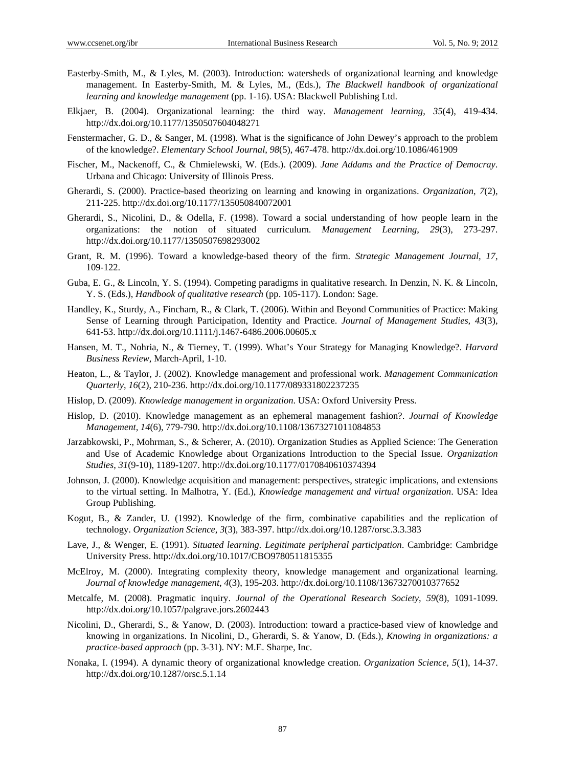Easterby-Smith, M., & Lyles, M. (2003). Introduction: watersheds of organizational learning and knowledge management. In Easterby-Smith, M. & Lyles, M., (Eds.), *The Blackwell handbook of organizational learning and knowledge management* (pp. 1-16). USA: Blackwell Publishing Ltd.

Elkjaer, B. (2004). Organizational learning: the third way. *Management learning*, *35*(4), 419-434. http://dx.doi.org/10.1177/1350507604048271

Fenstermacher, G. D., & Sanger, M. (1998). What is the significance of John Dewey's approach to the problem of the knowledge?. *Elementary School Journal*, *98*(5), 467-478. http://dx.doi.org/10.1086/461909

Fischer, M., Nackenoff, C., & Chmielewski, W. (Eds.). (2009). *Jane Addams and the Practice of Democray*. Urbana and Chicago: University of Illinois Press.

Gherardi, S. (2000). Practice-based theorizing on learning and knowing in organizations. *Organization*, *7*(2), 211-225. http://dx.doi.org/10.1177/135050840072001

Gherardi, S., Nicolini, D., & Odella, F. (1998). Toward a social understanding of how people learn in the organizations: the notion of situated curriculum. *Management Learning*, *29*(3), 273-297. http://dx.doi.org/10.1177/1350507698293002

Grant, R. M. (1996). Toward a knowledge-based theory of the firm. *Strategic Management Journal*, *17*, 109-122.

Guba, E. G., & Lincoln, Y. S. (1994). Competing paradigms in qualitative research. In Denzin, N. K. & Lincoln, Y. S. (Eds.), *Handbook of qualitative research* (pp. 105-117). London: Sage.

Handley, K., Sturdy, A., Fincham, R., & Clark, T. (2006). Within and Beyond Communities of Practice: Making Sense of Learning through Participation, Identity and Practice. *Journal of Management Studies*, *43*(3), 641-53. http://dx.doi.org/10.1111/j.1467-6486.2006.00605.x

Hansen, M. T., Nohria, N., & Tierney, T. (1999). What's Your Strategy for Managing Knowledge?. *Harvard Business Review*, March-April, 1-10.

Heaton, L., & Taylor, J. (2002). Knowledge management and professional work. *Management Communication Quarterly*, *16*(2), 210-236. http://dx.doi.org/10.1177/089331802237235

Hislop, D. (2009). *Knowledge management in organization*. USA: Oxford University Press.

Hislop, D. (2010). Knowledge management as an ephemeral management fashion?. *Journal of Knowledge Management*, *14*(6), 779-790. http://dx.doi.org/10.1108/13673271011084853

Jarzabkowski, P., Mohrman, S., & Scherer, A. (2010). Organization Studies as Applied Science: The Generation and Use of Academic Knowledge about Organizations Introduction to the Special Issue. *Organization Studies*, *31*(9-10), 1189-1207. http://dx.doi.org/10.1177/0170840610374394

Johnson, J. (2000). Knowledge acquisition and management: perspectives, strategic implications, and extensions to the virtual setting. In Malhotra, Y. (Ed.), *Knowledge management and virtual organization*. USA: Idea Group Publishing.

Kogut, B., & Zander, U. (1992). Knowledge of the firm, combinative capabilities and the replication of technology. *Organization Science*, *3*(3), 383-397. http://dx.doi.org/10.1287/orsc.3.3.383

Lave, J., & Wenger, E. (1991). *Situated learning. Legitimate peripheral participation*. Cambridge: Cambridge University Press. http://dx.doi.org/10.1017/CBO9780511815355

McElroy, M. (2000). Integrating complexity theory, knowledge management and organizational learning. *Journal of knowledge management*, *4*(3), 195-203. http://dx.doi.org/10.1108/13673270010377652

Metcalfe, M. (2008). Pragmatic inquiry. *Journal of the Operational Research Society*, *59*(8), 1091-1099. http://dx.doi.org/10.1057/palgrave.jors.2602443

Nicolini, D., Gherardi, S., & Yanow, D. (2003). Introduction: toward a practice-based view of knowledge and knowing in organizations. In Nicolini, D., Gherardi, S. & Yanow, D. (Eds.), *Knowing in organizations: a practice-based approach* (pp. 3-31). NY: M.E. Sharpe, Inc.

Nonaka, I. (1994). A dynamic theory of organizational knowledge creation. *Organization Science*, *5*(1), 14-37. http://dx.doi.org/10.1287/orsc.5.1.14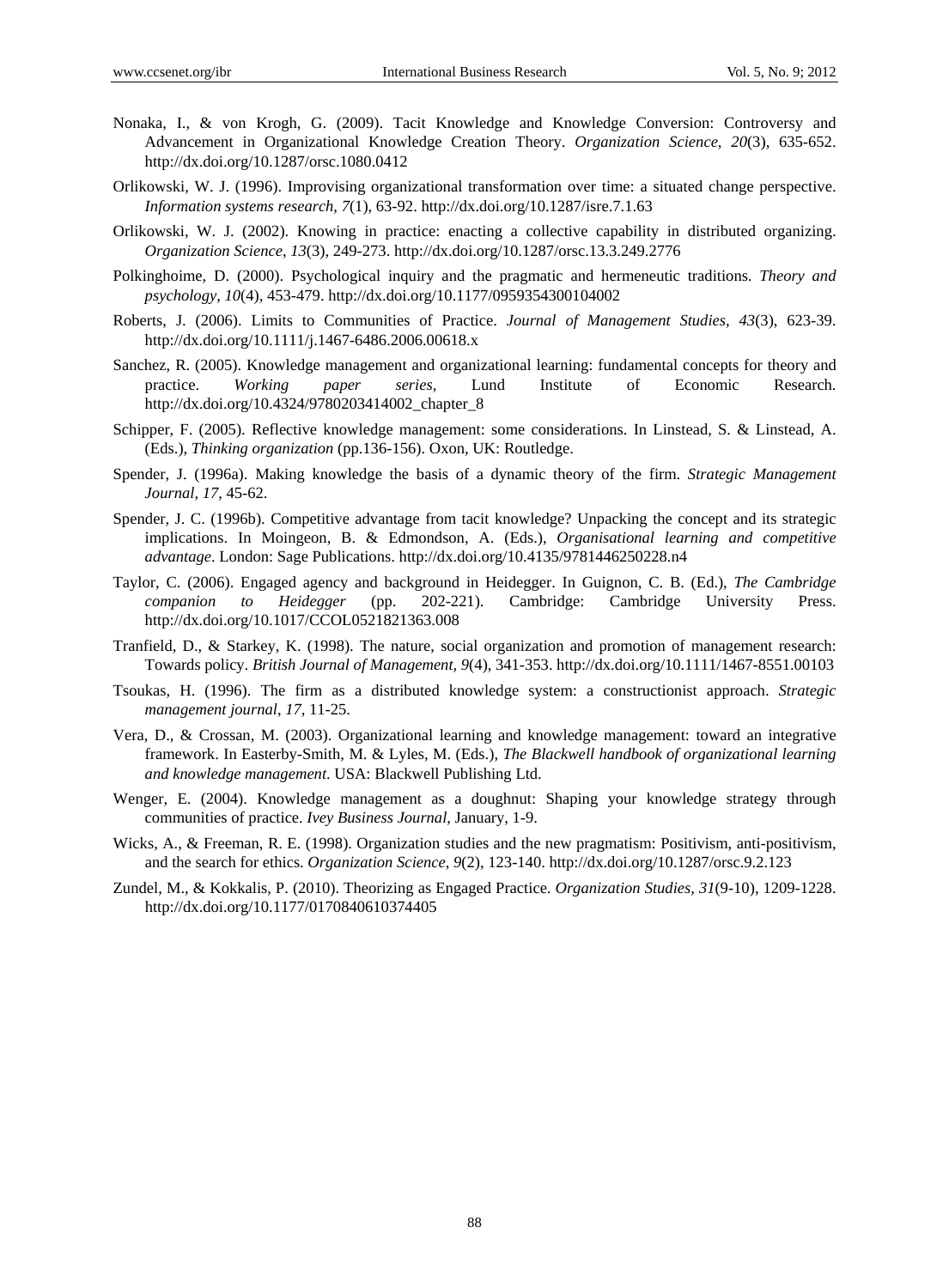Nonaka, I., & von Krogh, G. (2009). Tacit Knowledge and Knowledge Conversion: Controversy and Advancement in Organizational Knowledge Creation Theory. *Organization Science*, *20*(3), 635-652. http://dx.doi.org/10.1287/orsc.1080.0412

Orlikowski, W. J. (1996). Improvising organizational transformation over time: a situated change perspective. *Information systems research*, *7*(1), 63-92. http://dx.doi.org/10.1287/isre.7.1.63

Orlikowski, W. J. (2002). Knowing in practice: enacting a collective capability in distributed organizing. *Organization Science*, *13*(3), 249-273. http://dx.doi.org/10.1287/orsc.13.3.249.2776

Polkinghoime, D. (2000). Psychological inquiry and the pragmatic and hermeneutic traditions. *Theory and psychology*, *10*(4), 453-479. http://dx.doi.org/10.1177/0959354300104002

Roberts, J. (2006). Limits to Communities of Practice. *Journal of Management Studies, 43*(3), 623-39. http://dx.doi.org/10.1111/j.1467-6486.2006.00618.x

Sanchez, R. (2005). Knowledge management and organizational learning: fundamental concepts for theory and practice. *Working paper series*, Lund Institute of Economic Research. http://dx.doi.org/10.4324/9780203414002_chapter_8

Schipper, F. (2005). Reflective knowledge management: some considerations. In Linstead, S. & Linstead, A. (Eds.), *Thinking organization* (pp.136-156). Oxon, UK: Routledge.

Spender, J. (1996a). Making knowledge the basis of a dynamic theory of the firm. *Strategic Management Journal*, *17*, 45-62.

Spender, J. C. (1996b). Competitive advantage from tacit knowledge? Unpacking the concept and its strategic implications. In Moingeon, B. & Edmondson, A. (Eds.), *Organisational learning and competitive advantage*. London: Sage Publications. http://dx.doi.org/10.4135/9781446250228.n4

Taylor, C. (2006). Engaged agency and background in Heidegger. In Guignon, C. B. (Ed.), *The Cambridge companion to Heidegger* (pp. 202-221). Cambridge: Cambridge University Press. http://dx.doi.org/10.1017/CCOL0521821363.008

Tranfield, D., & Starkey, K. (1998). The nature, social organization and promotion of management research: Towards policy. *British Journal of Management, 9*(4), 341-353. http://dx.doi.org/10.1111/1467-8551.00103

Tsoukas, H. (1996). The firm as a distributed knowledge system: a constructionist approach. *Strategic management journal*, *17*, 11-25.

Vera, D., & Crossan, M. (2003). Organizational learning and knowledge management: toward an integrative framework. In Easterby-Smith, M. & Lyles, M. (Eds.), *The Blackwell handbook of organizational learning and knowledge management*. USA: Blackwell Publishing Ltd.

Wenger, E. (2004). Knowledge management as a doughnut: Shaping your knowledge strategy through communities of practice. *Ivey Business Journal,* January, 1-9.

Wicks, A., & Freeman, R. E. (1998). Organization studies and the new pragmatism: Positivism, anti-positivism, and the search for ethics. *Organization Science*, *9*(2), 123-140. http://dx.doi.org/10.1287/orsc.9.2.123

Zundel, M., & Kokkalis, P. (2010). Theorizing as Engaged Practice. *Organization Studies*, *31*(9-10), 1209-1228. http://dx.doi.org/10.1177/0170840610374405